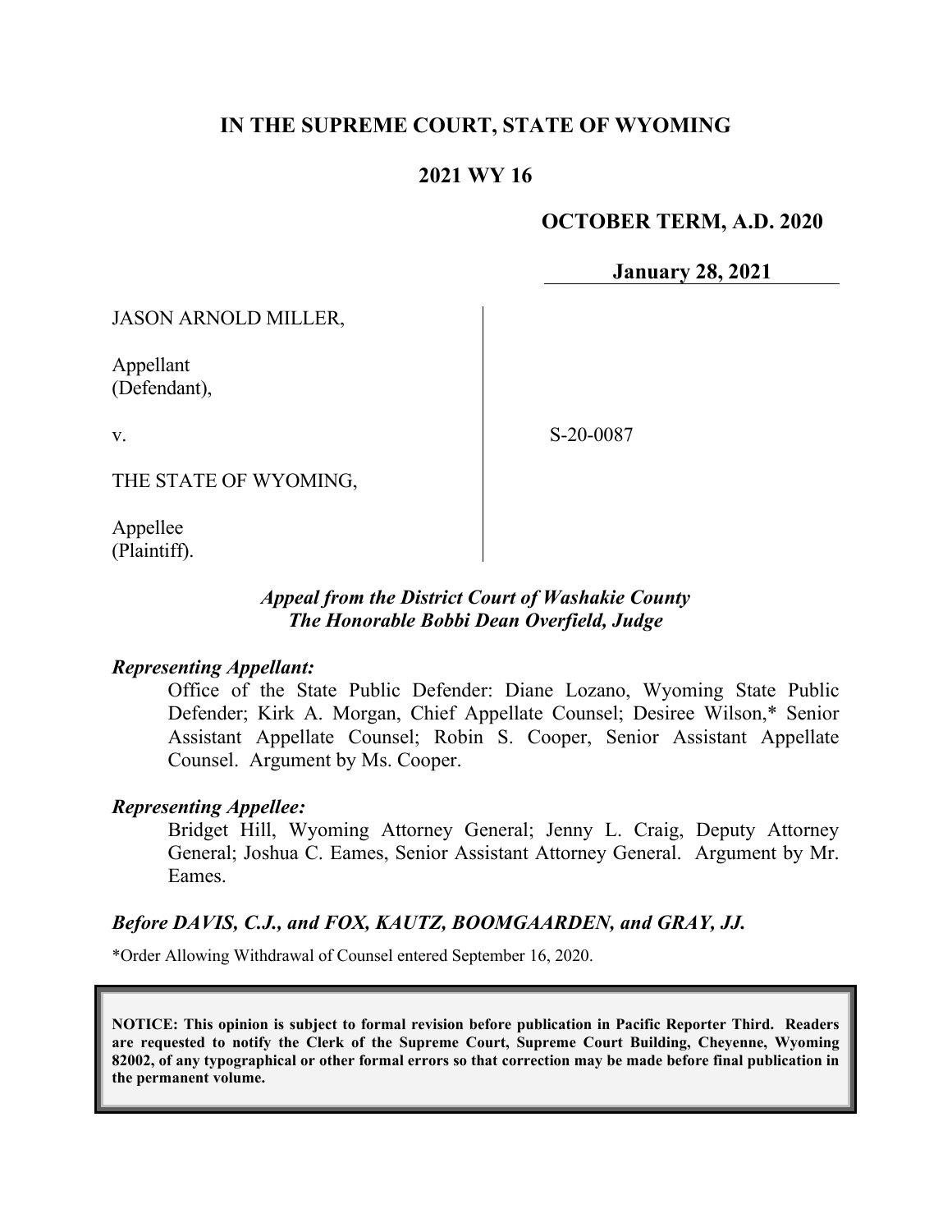# IN THE SUPREME COURT, STATE OF WYOMING

## 2021 WY 16

**OCTOBER TERM, A.D. 2020**

**January 28, 2021**

JASON ARNOLD MILLER,

Appellant
(Defendant),

v.

S-20-0087

THE STATE OF WYOMING,

Appellee
(Plaintiff).

***Appeal from the District Court of Washakie County***
***The Honorable Bobbi Dean Overfield, Judge***

***Representing Appellant:***

Office of the State Public Defender: Diane Lozano, Wyoming State Public Defender; Kirk A. Morgan, Chief Appellate Counsel; Desiree Wilson,* Senior Assistant Appellate Counsel; Robin S. Cooper, Senior Assistant Appellate Counsel. Argument by Ms. Cooper.

***Representing Appellee:***

Bridget Hill, Wyoming Attorney General; Jenny L. Craig, Deputy Attorney General; Joshua C. Eames, Senior Assistant Attorney General. Argument by Mr. Eames.

***Before DAVIS, C.J., and FOX, KAUTZ, BOOMGAARDEN, and GRAY, JJ.***

*Order Allowing Withdrawal of Counsel entered September 16, 2020.

**NOTICE: This opinion is subject to formal revision before publication in Pacific Reporter Third. Readers are requested to notify the Clerk of the Supreme Court, Supreme Court Building, Cheyenne, Wyoming 82002, of any typographical or other formal errors so that correction may be made before final publication in the permanent volume.**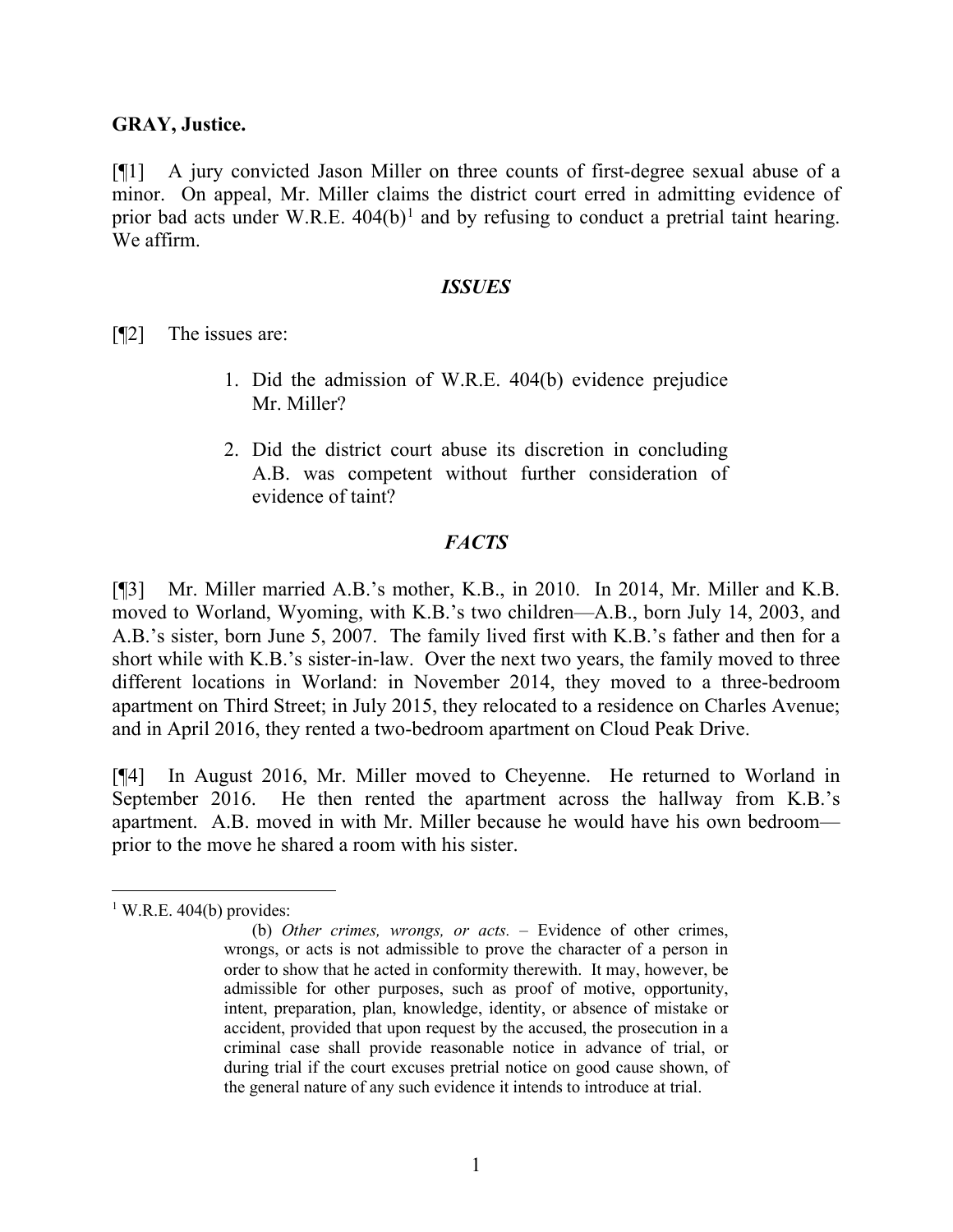**GRAY, Justice.**

[¶1] A jury convicted Jason Miller on three counts of first-degree sexual abuse of a minor. On appeal, Mr. Miller claims the district court erred in admitting evidence of prior bad acts under W.R.E. 404(b)[1] and by refusing to conduct a pretrial taint hearing. We affirm.

## *ISSUES*

[¶2] The issues are:

> 1. Did the admission of W.R.E. 404(b) evidence prejudice Mr. Miller?
>
> 2. Did the district court abuse its discretion in concluding A.B. was competent without further consideration of evidence of taint?

## *FACTS*

[¶3] Mr. Miller married A.B.'s mother, K.B., in 2010. In 2014, Mr. Miller and K.B. moved to Worland, Wyoming, with K.B.'s two children—A.B., born July 14, 2003, and A.B.'s sister, born June 5, 2007. The family lived first with K.B.'s father and then for a short while with K.B.'s sister-in-law. Over the next two years, the family moved to three different locations in Worland: in November 2014, they moved to a three-bedroom apartment on Third Street; in July 2015, they relocated to a residence on Charles Avenue; and in April 2016, they rented a two-bedroom apartment on Cloud Peak Drive.

[¶4] In August 2016, Mr. Miller moved to Cheyenne. He returned to Worland in September 2016. He then rented the apartment across the hallway from K.B.'s apartment. A.B. moved in with Mr. Miller because he would have his own bedroom—prior to the move he shared a room with his sister.

---

[1] W.R.E. 404(b) provides:

> (b) *Other crimes, wrongs, or acts.* – Evidence of other crimes, wrongs, or acts is not admissible to prove the character of a person in order to show that he acted in conformity therewith. It may, however, be admissible for other purposes, such as proof of motive, opportunity, intent, preparation, plan, knowledge, identity, or absence of mistake or accident, provided that upon request by the accused, the prosecution in a criminal case shall provide reasonable notice in advance of trial, or during trial if the court excuses pretrial notice on good cause shown, of the general nature of any such evidence it intends to introduce at trial.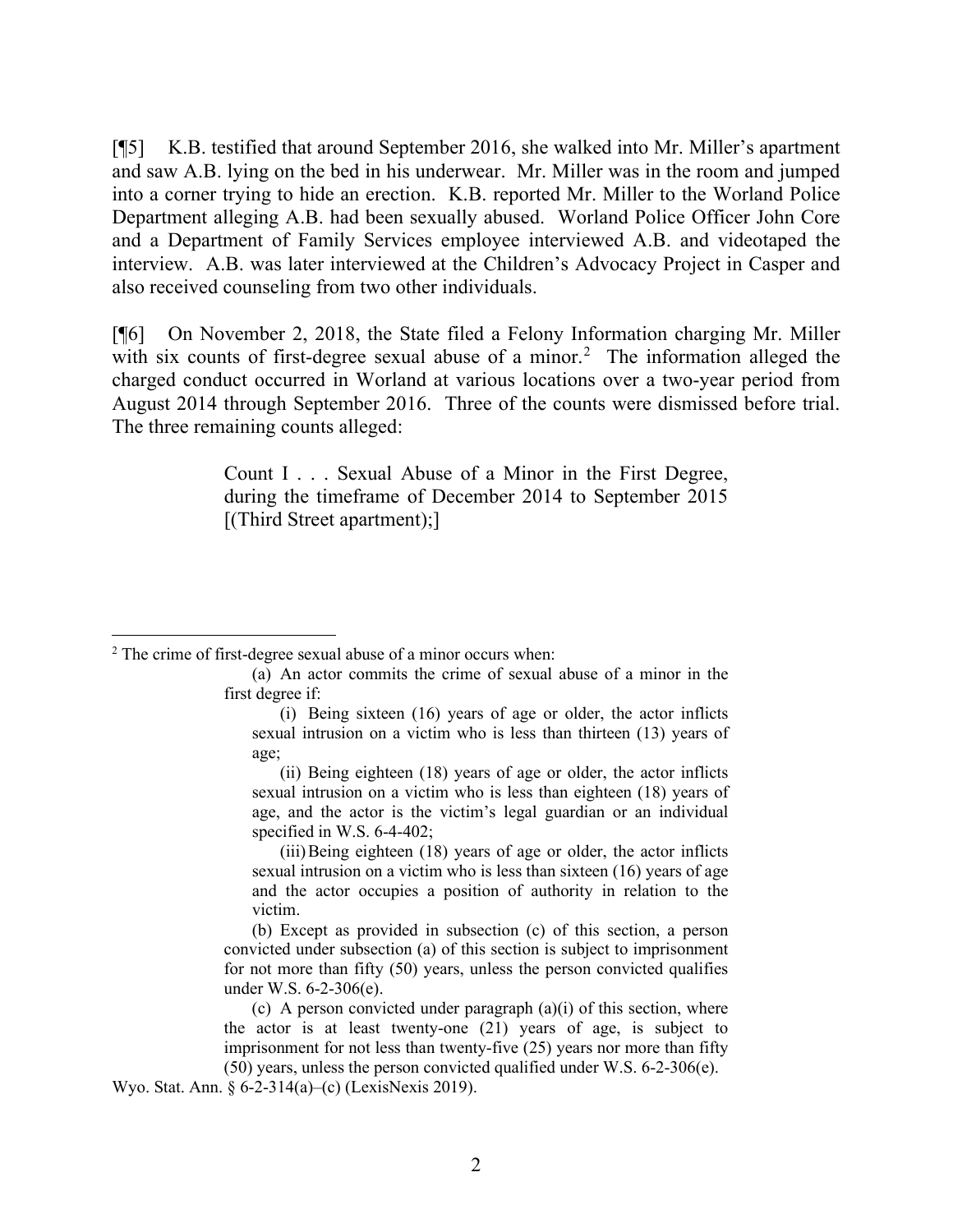[¶5] K.B. testified that around September 2016, she walked into Mr. Miller's apartment and saw A.B. lying on the bed in his underwear. Mr. Miller was in the room and jumped into a corner trying to hide an erection. K.B. reported Mr. Miller to the Worland Police Department alleging A.B. had been sexually abused. Worland Police Officer John Core and a Department of Family Services employee interviewed A.B. and videotaped the interview. A.B. was later interviewed at the Children's Advocacy Project in Casper and also received counseling from two other individuals.

[¶6] On November 2, 2018, the State filed a Felony Information charging Mr. Miller with six counts of first-degree sexual abuse of a minor.[2] The information alleged the charged conduct occurred in Worland at various locations over a two-year period from August 2014 through September 2016. Three of the counts were dismissed before trial. The three remaining counts alleged:

> Count I . . . Sexual Abuse of a Minor in the First Degree, during the timeframe of December 2014 to September 2015 [(Third Street apartment);]

---

[2] The crime of first-degree sexual abuse of a minor occurs when:

> (a) An actor commits the crime of sexual abuse of a minor in the first degree if:
>
> (i) Being sixteen (16) years of age or older, the actor inflicts sexual intrusion on a victim who is less than thirteen (13) years of age;
>
> (ii) Being eighteen (18) years of age or older, the actor inflicts sexual intrusion on a victim who is less than eighteen (18) years of age, and the actor is the victim's legal guardian or an individual specified in W.S. 6-4-402;
>
> (iii) Being eighteen (18) years of age or older, the actor inflicts sexual intrusion on a victim who is less than sixteen (16) years of age and the actor occupies a position of authority in relation to the victim.
>
> (b) Except as provided in subsection (c) of this section, a person convicted under subsection (a) of this section is subject to imprisonment for not more than fifty (50) years, unless the person convicted qualifies under W.S. 6-2-306(e).
>
> (c) A person convicted under paragraph (a)(i) of this section, where the actor is at least twenty-one (21) years of age, is subject to imprisonment for not less than twenty-five (25) years nor more than fifty (50) years, unless the person convicted qualified under W.S. 6-2-306(e).

Wyo. Stat. Ann. § 6-2-314(a)–(c) (LexisNexis 2019).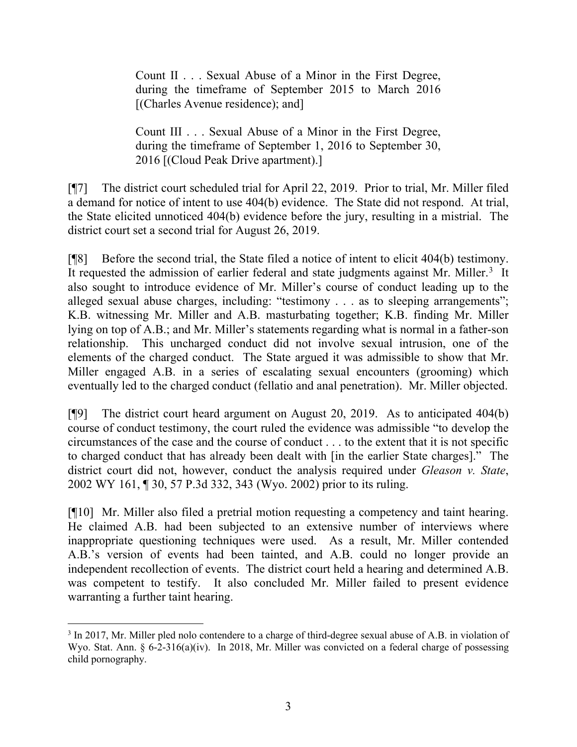> Count II . . . Sexual Abuse of a Minor in the First Degree, during the timeframe of September 2015 to March 2016 [(Charles Avenue residence); and]
>
> Count III . . . Sexual Abuse of a Minor in the First Degree, during the timeframe of September 1, 2016 to September 30, 2016 [(Cloud Peak Drive apartment).]

[¶7] The district court scheduled trial for April 22, 2019. Prior to trial, Mr. Miller filed a demand for notice of intent to use 404(b) evidence. The State did not respond. At trial, the State elicited unnoticed 404(b) evidence before the jury, resulting in a mistrial. The district court set a second trial for August 26, 2019.

[¶8] Before the second trial, the State filed a notice of intent to elicit 404(b) testimony. It requested the admission of earlier federal and state judgments against Mr. Miller.[3] It also sought to introduce evidence of Mr. Miller's course of conduct leading up to the alleged sexual abuse charges, including: "testimony . . . as to sleeping arrangements"; K.B. witnessing Mr. Miller and A.B. masturbating together; K.B. finding Mr. Miller lying on top of A.B.; and Mr. Miller's statements regarding what is normal in a father-son relationship. This uncharged conduct did not involve sexual intrusion, one of the elements of the charged conduct. The State argued it was admissible to show that Mr. Miller engaged A.B. in a series of escalating sexual encounters (grooming) which eventually led to the charged conduct (fellatio and anal penetration). Mr. Miller objected.

[¶9] The district court heard argument on August 20, 2019. As to anticipated 404(b) course of conduct testimony, the court ruled the evidence was admissible "to develop the circumstances of the case and the course of conduct . . . to the extent that it is not specific to charged conduct that has already been dealt with [in the earlier State charges]." The district court did not, however, conduct the analysis required under *Gleason v. State*, 2002 WY 161, ¶ 30, 57 P.3d 332, 343 (Wyo. 2002) prior to its ruling.

[¶10] Mr. Miller also filed a pretrial motion requesting a competency and taint hearing. He claimed A.B. had been subjected to an extensive number of interviews where inappropriate questioning techniques were used. As a result, Mr. Miller contended A.B.'s version of events had been tainted, and A.B. could no longer provide an independent recollection of events. The district court held a hearing and determined A.B. was competent to testify. It also concluded Mr. Miller failed to present evidence warranting a further taint hearing.

---

[3] In 2017, Mr. Miller pled nolo contendere to a charge of third-degree sexual abuse of A.B. in violation of Wyo. Stat. Ann. § 6-2-316(a)(iv). In 2018, Mr. Miller was convicted on a federal charge of possessing child pornography.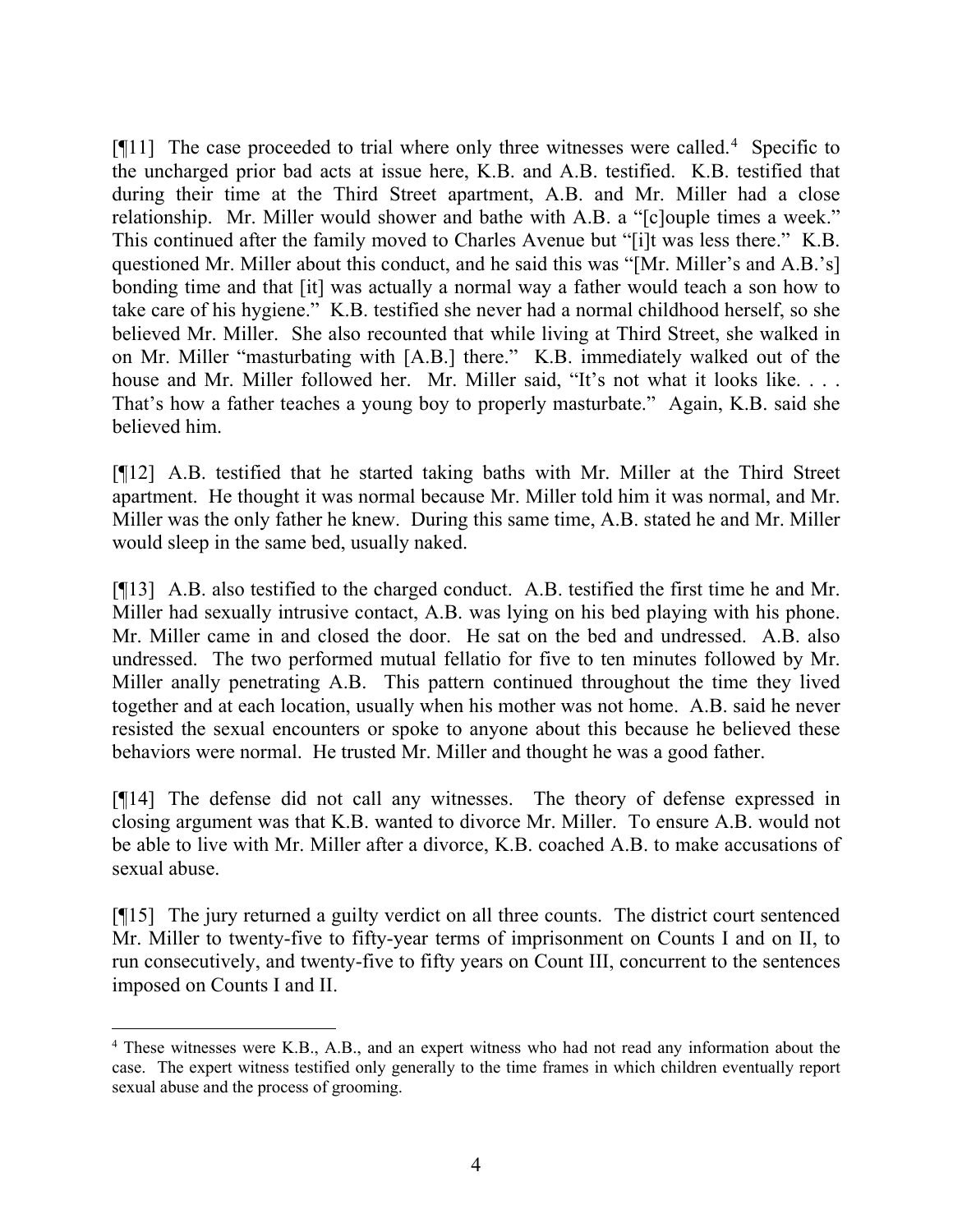[¶11] The case proceeded to trial where only three witnesses were called.[4] Specific to the uncharged prior bad acts at issue here, K.B. and A.B. testified. K.B. testified that during their time at the Third Street apartment, A.B. and Mr. Miller had a close relationship. Mr. Miller would shower and bathe with A.B. a "[c]ouple times a week." This continued after the family moved to Charles Avenue but "[i]t was less there." K.B. questioned Mr. Miller about this conduct, and he said this was "[Mr. Miller's and A.B.'s] bonding time and that [it] was actually a normal way a father would teach a son how to take care of his hygiene." K.B. testified she never had a normal childhood herself, so she believed Mr. Miller. She also recounted that while living at Third Street, she walked in on Mr. Miller "masturbating with [A.B.] there." K.B. immediately walked out of the house and Mr. Miller followed her. Mr. Miller said, "It's not what it looks like. . . . That's how a father teaches a young boy to properly masturbate." Again, K.B. said she believed him.

[¶12] A.B. testified that he started taking baths with Mr. Miller at the Third Street apartment. He thought it was normal because Mr. Miller told him it was normal, and Mr. Miller was the only father he knew. During this same time, A.B. stated he and Mr. Miller would sleep in the same bed, usually naked.

[¶13] A.B. also testified to the charged conduct. A.B. testified the first time he and Mr. Miller had sexually intrusive contact, A.B. was lying on his bed playing with his phone. Mr. Miller came in and closed the door. He sat on the bed and undressed. A.B. also undressed. The two performed mutual fellatio for five to ten minutes followed by Mr. Miller anally penetrating A.B. This pattern continued throughout the time they lived together and at each location, usually when his mother was not home. A.B. said he never resisted the sexual encounters or spoke to anyone about this because he believed these behaviors were normal. He trusted Mr. Miller and thought he was a good father.

[¶14] The defense did not call any witnesses. The theory of defense expressed in closing argument was that K.B. wanted to divorce Mr. Miller. To ensure A.B. would not be able to live with Mr. Miller after a divorce, K.B. coached A.B. to make accusations of sexual abuse.

[¶15] The jury returned a guilty verdict on all three counts. The district court sentenced Mr. Miller to twenty-five to fifty-year terms of imprisonment on Counts I and on II, to run consecutively, and twenty-five to fifty years on Count III, concurrent to the sentences imposed on Counts I and II.

---

[4] These witnesses were K.B., A.B., and an expert witness who had not read any information about the case. The expert witness testified only generally to the time frames in which children eventually report sexual abuse and the process of grooming.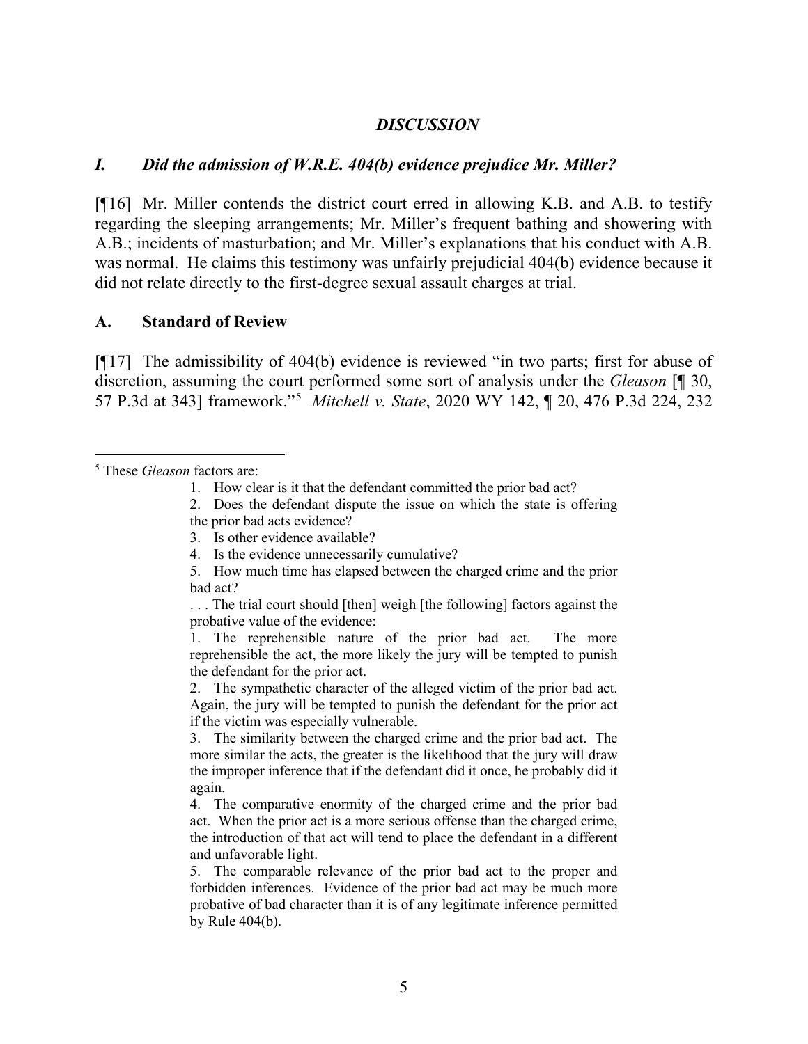## *DISCUSSION*

### *I. Did the admission of W.R.E. 404(b) evidence prejudice Mr. Miller?*

[¶16] Mr. Miller contends the district court erred in allowing K.B. and A.B. to testify regarding the sleeping arrangements; Mr. Miller's frequent bathing and showering with A.B.; incidents of masturbation; and Mr. Miller's explanations that his conduct with A.B. was normal. He claims this testimony was unfairly prejudicial 404(b) evidence because it did not relate directly to the first-degree sexual assault charges at trial.

### **A. Standard of Review**

[¶17] The admissibility of 404(b) evidence is reviewed "in two parts; first for abuse of discretion, assuming the court performed some sort of analysis under the *Gleason* [¶ 30, 57 P.3d at 343] framework."[5] *Mitchell v. State*, 2020 WY 142, ¶ 20, 476 P.3d 224, 232

---

[5] These *Gleason* factors are:

> 1. How clear is it that the defendant committed the prior bad act?
> 2. Does the defendant dispute the issue on which the state is offering the prior bad acts evidence?
> 3. Is other evidence available?
> 4. Is the evidence unnecessarily cumulative?
> 5. How much time has elapsed between the charged crime and the prior bad act?
>
> . . . The trial court should [then] weigh [the following] factors against the probative value of the evidence:
>
> 1. The reprehensible nature of the prior bad act. The more reprehensible the act, the more likely the jury will be tempted to punish the defendant for the prior act.
> 2. The sympathetic character of the alleged victim of the prior bad act. Again, the jury will be tempted to punish the defendant for the prior act if the victim was especially vulnerable.
> 3. The similarity between the charged crime and the prior bad act. The more similar the acts, the greater is the likelihood that the jury will draw the improper inference that if the defendant did it once, he probably did it again.
> 4. The comparative enormity of the charged crime and the prior bad act. When the prior act is a more serious offense than the charged crime, the introduction of that act will tend to place the defendant in a different and unfavorable light.
> 5. The comparable relevance of the prior bad act to the proper and forbidden inferences. Evidence of the prior bad act may be much more probative of bad character than it is of any legitimate inference permitted by Rule 404(b).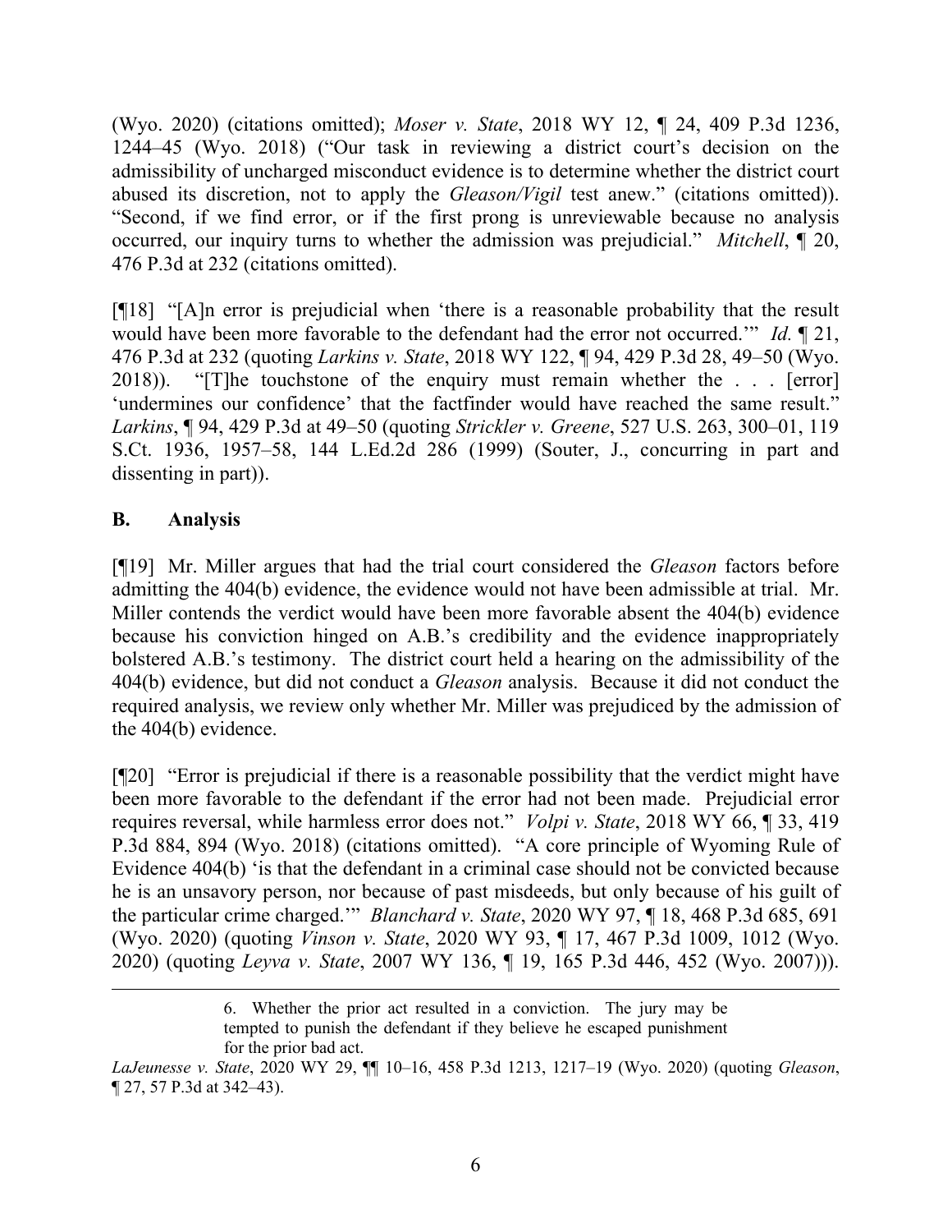(Wyo. 2020) (citations omitted); *Moser v. State*, 2018 WY 12, ¶ 24, 409 P.3d 1236, 1244–45 (Wyo. 2018) ("Our task in reviewing a district court's decision on the admissibility of uncharged misconduct evidence is to determine whether the district court abused its discretion, not to apply the *Gleason/Vigil* test anew." (citations omitted)). "Second, if we find error, or if the first prong is unreviewable because no analysis occurred, our inquiry turns to whether the admission was prejudicial." *Mitchell*, ¶ 20, 476 P.3d at 232 (citations omitted).

[¶18] "[A]n error is prejudicial when 'there is a reasonable probability that the result would have been more favorable to the defendant had the error not occurred.'" *Id.* ¶ 21, 476 P.3d at 232 (quoting *Larkins v. State*, 2018 WY 122, ¶ 94, 429 P.3d 28, 49–50 (Wyo. 2018)). "[T]he touchstone of the enquiry must remain whether the . . . [error] 'undermines our confidence' that the factfinder would have reached the same result." *Larkins*, ¶ 94, 429 P.3d at 49–50 (quoting *Strickler v. Greene*, 527 U.S. 263, 300–01, 119 S.Ct. 1936, 1957–58, 144 L.Ed.2d 286 (1999) (Souter, J., concurring in part and dissenting in part)).

## B. Analysis

[¶19] Mr. Miller argues that had the trial court considered the *Gleason* factors before admitting the 404(b) evidence, the evidence would not have been admissible at trial. Mr. Miller contends the verdict would have been more favorable absent the 404(b) evidence because his conviction hinged on A.B.'s credibility and the evidence inappropriately bolstered A.B.'s testimony. The district court held a hearing on the admissibility of the 404(b) evidence, but did not conduct a *Gleason* analysis. Because it did not conduct the required analysis, we review only whether Mr. Miller was prejudiced by the admission of the 404(b) evidence.

[¶20] "Error is prejudicial if there is a reasonable possibility that the verdict might have been more favorable to the defendant if the error had not been made. Prejudicial error requires reversal, while harmless error does not." *Volpi v. State*, 2018 WY 66, ¶ 33, 419 P.3d 884, 894 (Wyo. 2018) (citations omitted). "A core principle of Wyoming Rule of Evidence 404(b) 'is that the defendant in a criminal case should not be convicted because he is an unsavory person, nor because of past misdeeds, but only because of his guilt of the particular crime charged.'" *Blanchard v. State*, 2020 WY 97, ¶ 18, 468 P.3d 685, 691 (Wyo. 2020) (quoting *Vinson v. State*, 2020 WY 93, ¶ 17, 467 P.3d 1009, 1012 (Wyo. 2020) (quoting *Leyva v. State*, 2007 WY 136, ¶ 19, 165 P.3d 446, 452 (Wyo. 2007))).

---

> 6. Whether the prior act resulted in a conviction. The jury may be tempted to punish the defendant if they believe he escaped punishment for the prior bad act.

*LaJeunesse v. State*, 2020 WY 29, ¶¶ 10–16, 458 P.3d 1213, 1217–19 (Wyo. 2020) (quoting *Gleason*, ¶ 27, 57 P.3d at 342–43).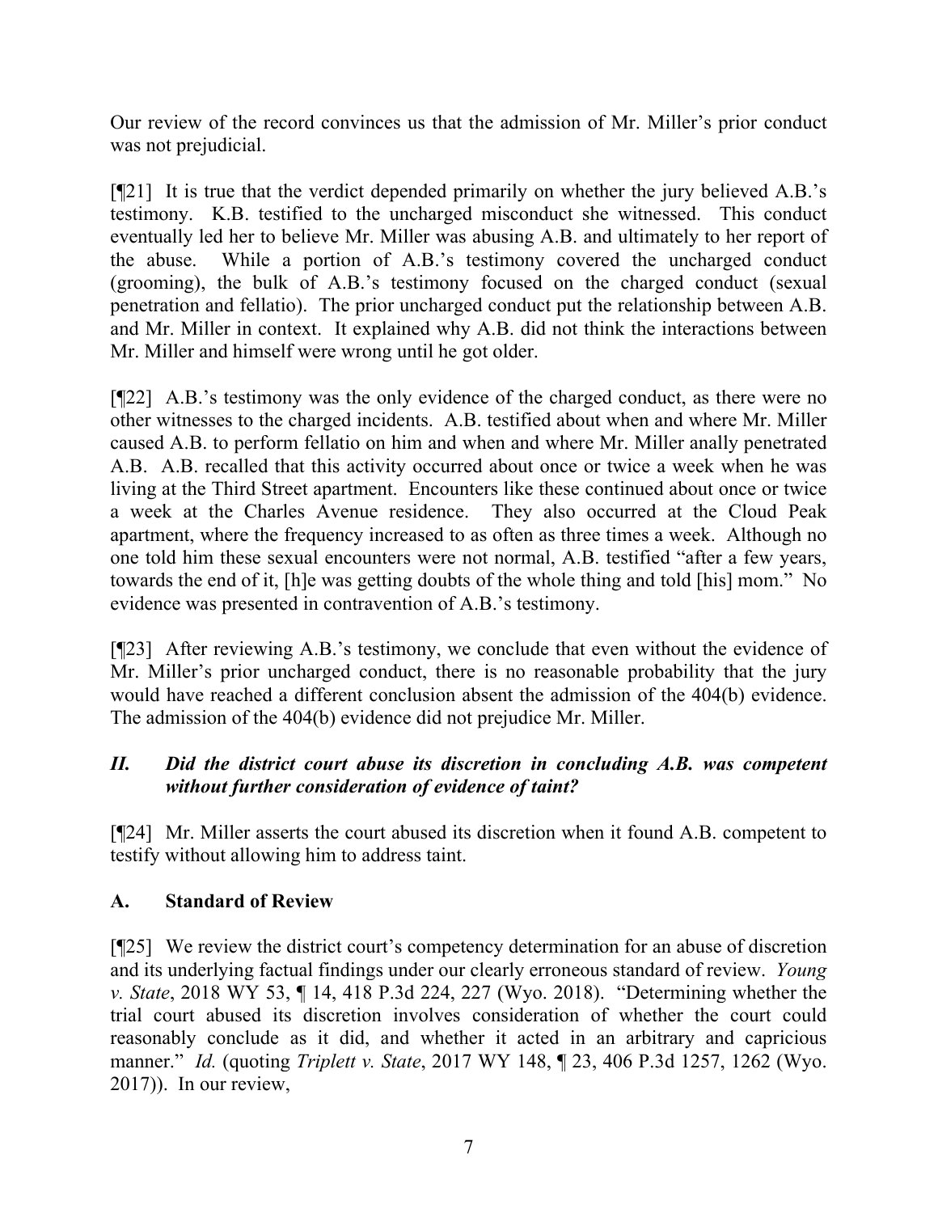Our review of the record convinces us that the admission of Mr. Miller's prior conduct was not prejudicial.

[¶21] It is true that the verdict depended primarily on whether the jury believed A.B.'s testimony. K.B. testified to the uncharged misconduct she witnessed. This conduct eventually led her to believe Mr. Miller was abusing A.B. and ultimately to her report of the abuse. While a portion of A.B.'s testimony covered the uncharged conduct (grooming), the bulk of A.B.'s testimony focused on the charged conduct (sexual penetration and fellatio). The prior uncharged conduct put the relationship between A.B. and Mr. Miller in context. It explained why A.B. did not think the interactions between Mr. Miller and himself were wrong until he got older.

[¶22] A.B.'s testimony was the only evidence of the charged conduct, as there were no other witnesses to the charged incidents. A.B. testified about when and where Mr. Miller caused A.B. to perform fellatio on him and when and where Mr. Miller anally penetrated A.B. A.B. recalled that this activity occurred about once or twice a week when he was living at the Third Street apartment. Encounters like these continued about once or twice a week at the Charles Avenue residence. They also occurred at the Cloud Peak apartment, where the frequency increased to as often as three times a week. Although no one told him these sexual encounters were not normal, A.B. testified "after a few years, towards the end of it, [h]e was getting doubts of the whole thing and told [his] mom." No evidence was presented in contravention of A.B.'s testimony.

[¶23] After reviewing A.B.'s testimony, we conclude that even without the evidence of Mr. Miller's prior uncharged conduct, there is no reasonable probability that the jury would have reached a different conclusion absent the admission of the 404(b) evidence. The admission of the 404(b) evidence did not prejudice Mr. Miller.

## *II. Did the district court abuse its discretion in concluding A.B. was competent without further consideration of evidence of taint?*

[¶24] Mr. Miller asserts the court abused its discretion when it found A.B. competent to testify without allowing him to address taint.

### A. Standard of Review

[¶25] We review the district court's competency determination for an abuse of discretion and its underlying factual findings under our clearly erroneous standard of review. *Young v. State*, 2018 WY 53, ¶ 14, 418 P.3d 224, 227 (Wyo. 2018). "Determining whether the trial court abused its discretion involves consideration of whether the court could reasonably conclude as it did, and whether it acted in an arbitrary and capricious manner." *Id.* (quoting *Triplett v. State*, 2017 WY 148, ¶ 23, 406 P.3d 1257, 1262 (Wyo. 2017)). In our review,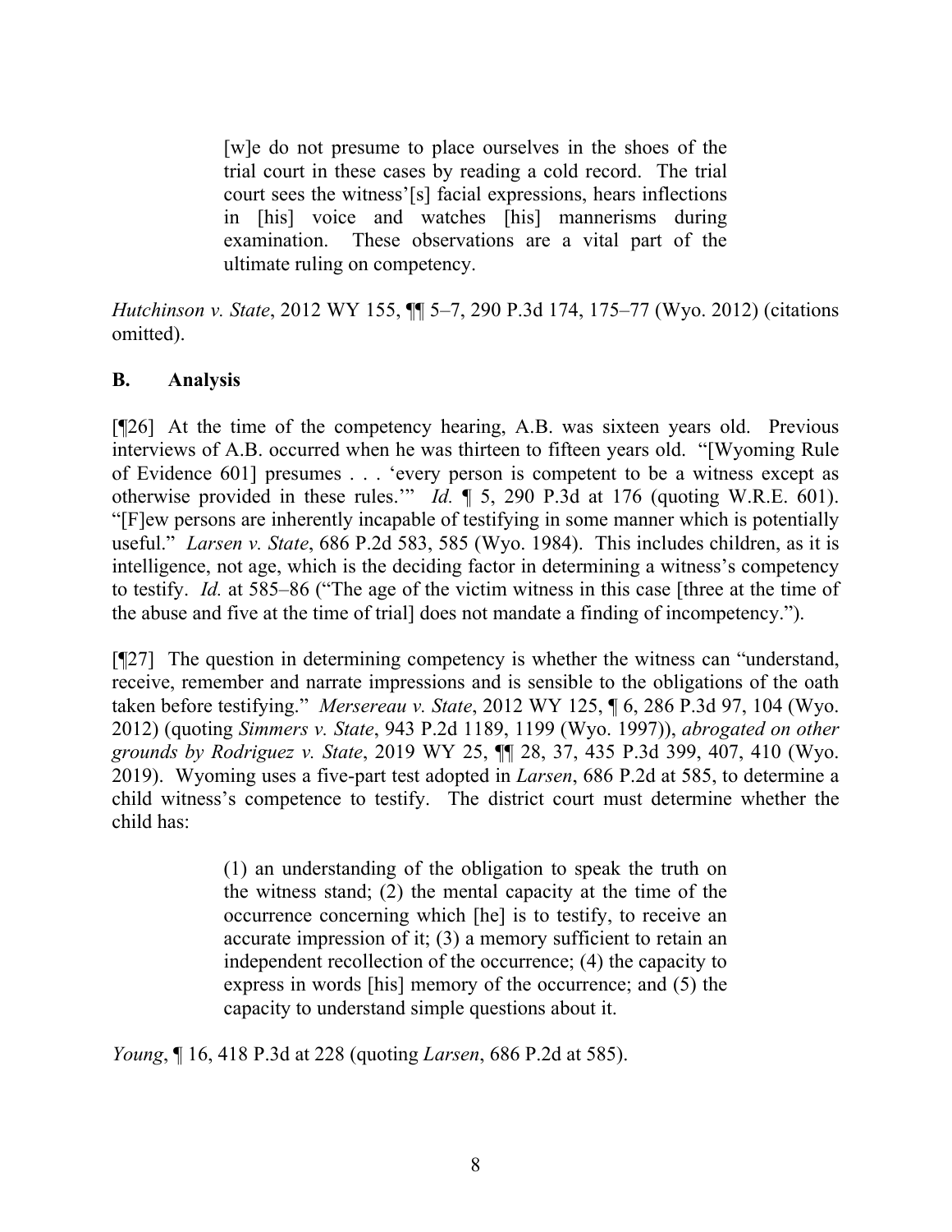> [w]e do not presume to place ourselves in the shoes of the trial court in these cases by reading a cold record. The trial court sees the witness'[s] facial expressions, hears inflections in [his] voice and watches [his] mannerisms during examination. These observations are a vital part of the ultimate ruling on competency.

*Hutchinson v. State*, 2012 WY 155, ¶¶ 5–7, 290 P.3d 174, 175–77 (Wyo. 2012) (citations omitted).

## B. Analysis

[¶26] At the time of the competency hearing, A.B. was sixteen years old. Previous interviews of A.B. occurred when he was thirteen to fifteen years old. "[Wyoming Rule of Evidence 601] presumes . . . 'every person is competent to be a witness except as otherwise provided in these rules.'" *Id.* ¶ 5, 290 P.3d at 176 (quoting W.R.E. 601). "[F]ew persons are inherently incapable of testifying in some manner which is potentially useful." *Larsen v. State*, 686 P.2d 583, 585 (Wyo. 1984). This includes children, as it is intelligence, not age, which is the deciding factor in determining a witness's competency to testify. *Id.* at 585–86 ("The age of the victim witness in this case [three at the time of the abuse and five at the time of trial] does not mandate a finding of incompetency.").

[¶27] The question in determining competency is whether the witness can "understand, receive, remember and narrate impressions and is sensible to the obligations of the oath taken before testifying." *Mersereau v. State*, 2012 WY 125, ¶ 6, 286 P.3d 97, 104 (Wyo. 2012) (quoting *Simmers v. State*, 943 P.2d 1189, 1199 (Wyo. 1997)), *abrogated on other grounds by Rodriguez v. State*, 2019 WY 25, ¶¶ 28, 37, 435 P.3d 399, 407, 410 (Wyo. 2019). Wyoming uses a five-part test adopted in *Larsen*, 686 P.2d at 585, to determine a child witness's competence to testify. The district court must determine whether the child has:

> (1) an understanding of the obligation to speak the truth on the witness stand; (2) the mental capacity at the time of the occurrence concerning which [he] is to testify, to receive an accurate impression of it; (3) a memory sufficient to retain an independent recollection of the occurrence; (4) the capacity to express in words [his] memory of the occurrence; and (5) the capacity to understand simple questions about it.

*Young*, ¶ 16, 418 P.3d at 228 (quoting *Larsen*, 686 P.2d at 585).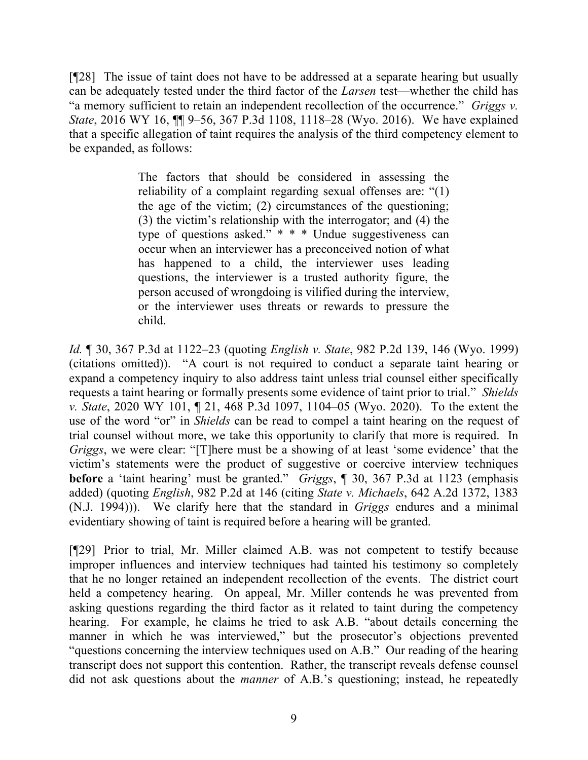[¶28] The issue of taint does not have to be addressed at a separate hearing but usually can be adequately tested under the third factor of the *Larsen* test—whether the child has "a memory sufficient to retain an independent recollection of the occurrence." *Griggs v. State*, 2016 WY 16, ¶¶ 9–56, 367 P.3d 1108, 1118–28 (Wyo. 2016). We have explained that a specific allegation of taint requires the analysis of the third competency element to be expanded, as follows:

> The factors that should be considered in assessing the reliability of a complaint regarding sexual offenses are: "(1) the age of the victim; (2) circumstances of the questioning; (3) the victim's relationship with the interrogator; and (4) the type of questions asked." * * * Undue suggestiveness can occur when an interviewer has a preconceived notion of what has happened to a child, the interviewer uses leading questions, the interviewer is a trusted authority figure, the person accused of wrongdoing is vilified during the interview, or the interviewer uses threats or rewards to pressure the child.

*Id.* ¶ 30, 367 P.3d at 1122–23 (quoting *English v. State*, 982 P.2d 139, 146 (Wyo. 1999) (citations omitted)). "A court is not required to conduct a separate taint hearing or expand a competency inquiry to also address taint unless trial counsel either specifically requests a taint hearing or formally presents some evidence of taint prior to trial." *Shields v. State*, 2020 WY 101, ¶ 21, 468 P.3d 1097, 1104–05 (Wyo. 2020). To the extent the use of the word "or" in *Shields* can be read to compel a taint hearing on the request of trial counsel without more, we take this opportunity to clarify that more is required. In *Griggs*, we were clear: "[T]here must be a showing of at least 'some evidence' that the victim's statements were the product of suggestive or coercive interview techniques **before** a 'taint hearing' must be granted." *Griggs*, ¶ 30, 367 P.3d at 1123 (emphasis added) (quoting *English*, 982 P.2d at 146 (citing *State v. Michaels*, 642 A.2d 1372, 1383 (N.J. 1994))). We clarify here that the standard in *Griggs* endures and a minimal evidentiary showing of taint is required before a hearing will be granted.

[¶29] Prior to trial, Mr. Miller claimed A.B. was not competent to testify because improper influences and interview techniques had tainted his testimony so completely that he no longer retained an independent recollection of the events. The district court held a competency hearing. On appeal, Mr. Miller contends he was prevented from asking questions regarding the third factor as it related to taint during the competency hearing. For example, he claims he tried to ask A.B. "about details concerning the manner in which he was interviewed," but the prosecutor's objections prevented "questions concerning the interview techniques used on A.B." Our reading of the hearing transcript does not support this contention. Rather, the transcript reveals defense counsel did not ask questions about the *manner* of A.B.'s questioning; instead, he repeatedly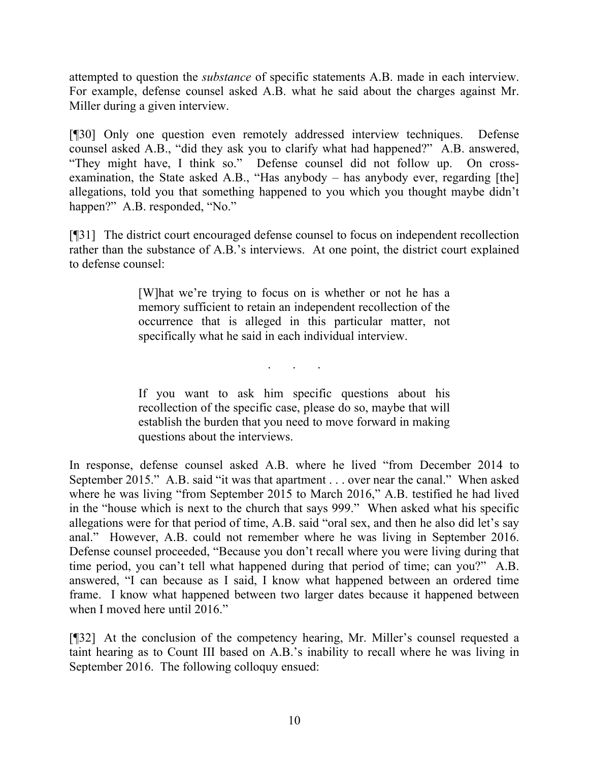attempted to question the *substance* of specific statements A.B. made in each interview. For example, defense counsel asked A.B. what he said about the charges against Mr. Miller during a given interview.

[¶30] Only one question even remotely addressed interview techniques. Defense counsel asked A.B., "did they ask you to clarify what had happened?" A.B. answered, "They might have, I think so." Defense counsel did not follow up. On cross-examination, the State asked A.B., "Has anybody – has anybody ever, regarding [the] allegations, told you that something happened to you which you thought maybe didn't happen?" A.B. responded, "No."

[¶31] The district court encouraged defense counsel to focus on independent recollection rather than the substance of A.B.'s interviews. At one point, the district court explained to defense counsel:

> [W]hat we're trying to focus on is whether or not he has a memory sufficient to retain an independent recollection of the occurrence that is alleged in this particular matter, not specifically what he said in each individual interview.
>
> . . .
>
> If you want to ask him specific questions about his recollection of the specific case, please do so, maybe that will establish the burden that you need to move forward in making questions about the interviews.

In response, defense counsel asked A.B. where he lived "from December 2014 to September 2015." A.B. said "it was that apartment . . . over near the canal." When asked where he was living "from September 2015 to March 2016," A.B. testified he had lived in the "house which is next to the church that says 999." When asked what his specific allegations were for that period of time, A.B. said "oral sex, and then he also did let's say anal." However, A.B. could not remember where he was living in September 2016. Defense counsel proceeded, "Because you don't recall where you were living during that time period, you can't tell what happened during that period of time; can you?" A.B. answered, "I can because as I said, I know what happened between an ordered time frame. I know what happened between two larger dates because it happened between when I moved here until 2016."

[¶32] At the conclusion of the competency hearing, Mr. Miller's counsel requested a taint hearing as to Count III based on A.B.'s inability to recall where he was living in September 2016. The following colloquy ensued: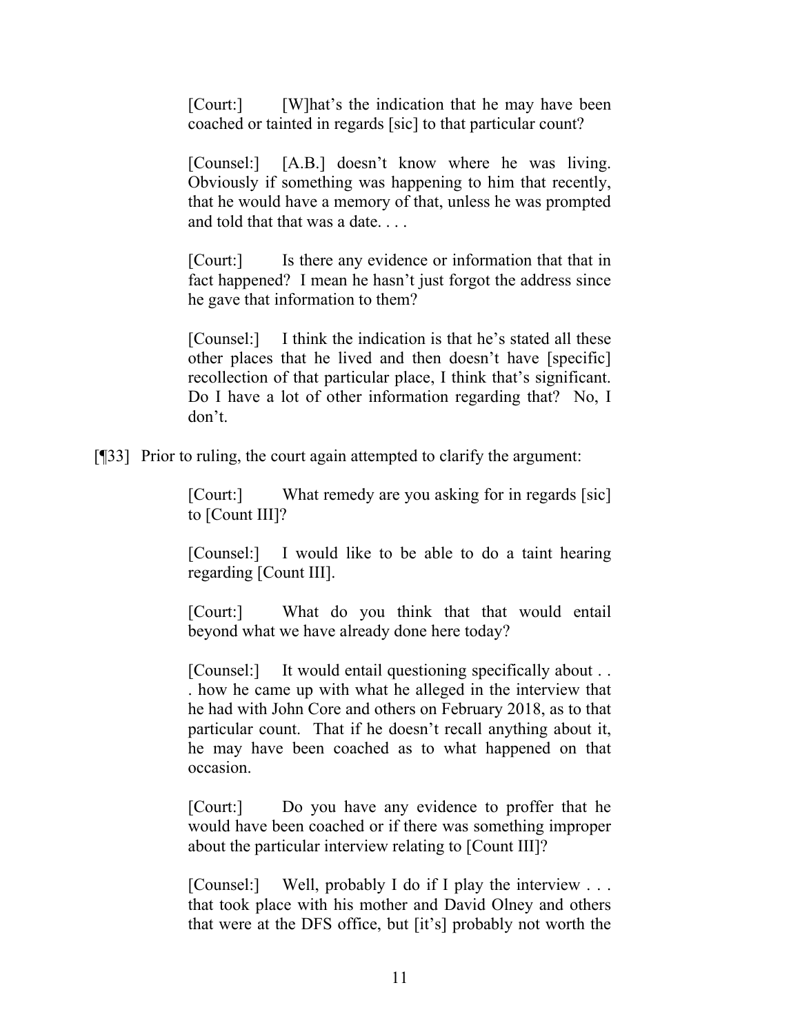> [Court:] [W]hat's the indication that he may have been coached or tainted in regards [sic] to that particular count?
>
> [Counsel:] [A.B.] doesn't know where he was living. Obviously if something was happening to him that recently, that he would have a memory of that, unless he was prompted and told that that was a date. . . .
>
> [Court:] Is there any evidence or information that that in fact happened? I mean he hasn't just forgot the address since he gave that information to them?
>
> [Counsel:] I think the indication is that he's stated all these other places that he lived and then doesn't have [specific] recollection of that particular place, I think that's significant. Do I have a lot of other information regarding that? No, I don't.

[¶33] Prior to ruling, the court again attempted to clarify the argument:

> [Court:] What remedy are you asking for in regards [sic] to [Count III]?
>
> [Counsel:] I would like to be able to do a taint hearing regarding [Count III].
>
> [Court:] What do you think that that would entail beyond what we have already done here today?
>
> [Counsel:] It would entail questioning specifically about . . . how he came up with what he alleged in the interview that he had with John Core and others on February 2018, as to that particular count. That if he doesn't recall anything about it, he may have been coached as to what happened on that occasion.
>
> [Court:] Do you have any evidence to proffer that he would have been coached or if there was something improper about the particular interview relating to [Count III]?
>
> [Counsel:] Well, probably I do if I play the interview . . . that took place with his mother and David Olney and others that were at the DFS office, but [it's] probably not worth the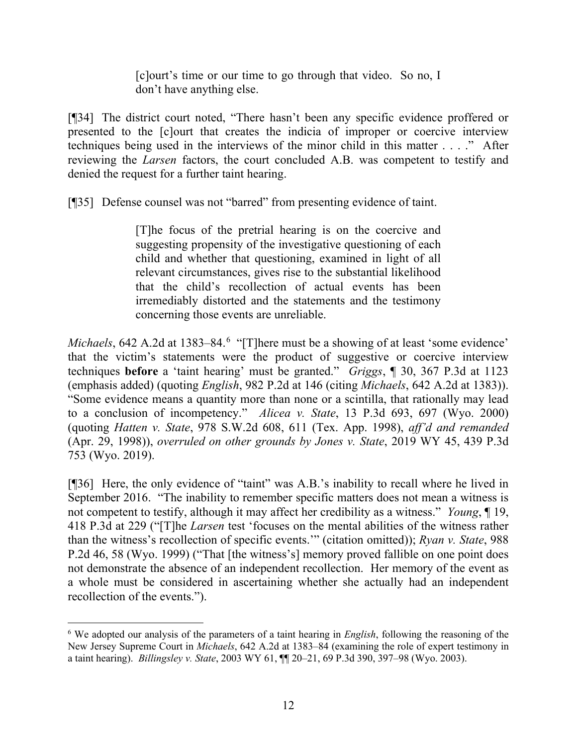> [c]ourt's time or our time to go through that video. So no, I don't have anything else.

[¶34] The district court noted, "There hasn't been any specific evidence proffered or presented to the [c]ourt that creates the indicia of improper or coercive interview techniques being used in the interviews of the minor child in this matter . . . ." After reviewing the *Larsen* factors, the court concluded A.B. was competent to testify and denied the request for a further taint hearing.

[¶35] Defense counsel was not "barred" from presenting evidence of taint.

> [T]he focus of the pretrial hearing is on the coercive and suggesting propensity of the investigative questioning of each child and whether that questioning, examined in light of all relevant circumstances, gives rise to the substantial likelihood that the child's recollection of actual events has been irremediably distorted and the statements and the testimony concerning those events are unreliable.

*Michaels*, 642 A.2d at 1383–84.[6] "[T]here must be a showing of at least 'some evidence' that the victim's statements were the product of suggestive or coercive interview techniques **before** a 'taint hearing' must be granted." *Griggs*, ¶ 30, 367 P.3d at 1123 (emphasis added) (quoting *English*, 982 P.2d at 146 (citing *Michaels*, 642 A.2d at 1383)). "Some evidence means a quantity more than none or a scintilla, that rationally may lead to a conclusion of incompetency." *Alicea v. State*, 13 P.3d 693, 697 (Wyo. 2000) (quoting *Hatten v. State*, 978 S.W.2d 608, 611 (Tex. App. 1998), *aff'd and remanded* (Apr. 29, 1998)), *overruled on other grounds by Jones v. State*, 2019 WY 45, 439 P.3d 753 (Wyo. 2019).

[¶36] Here, the only evidence of "taint" was A.B.'s inability to recall where he lived in September 2016. "The inability to remember specific matters does not mean a witness is not competent to testify, although it may affect her credibility as a witness." *Young*, ¶ 19, 418 P.3d at 229 ("[T]he *Larsen* test 'focuses on the mental abilities of the witness rather than the witness's recollection of specific events.'" (citation omitted)); *Ryan v. State*, 988 P.2d 46, 58 (Wyo. 1999) ("That [the witness's] memory proved fallible on one point does not demonstrate the absence of an independent recollection. Her memory of the event as a whole must be considered in ascertaining whether she actually had an independent recollection of the events.").

---

[6] We adopted our analysis of the parameters of a taint hearing in *English*, following the reasoning of the New Jersey Supreme Court in *Michaels*, 642 A.2d at 1383–84 (examining the role of expert testimony in a taint hearing). *Billingsley v. State*, 2003 WY 61, ¶¶ 20–21, 69 P.3d 390, 397–98 (Wyo. 2003).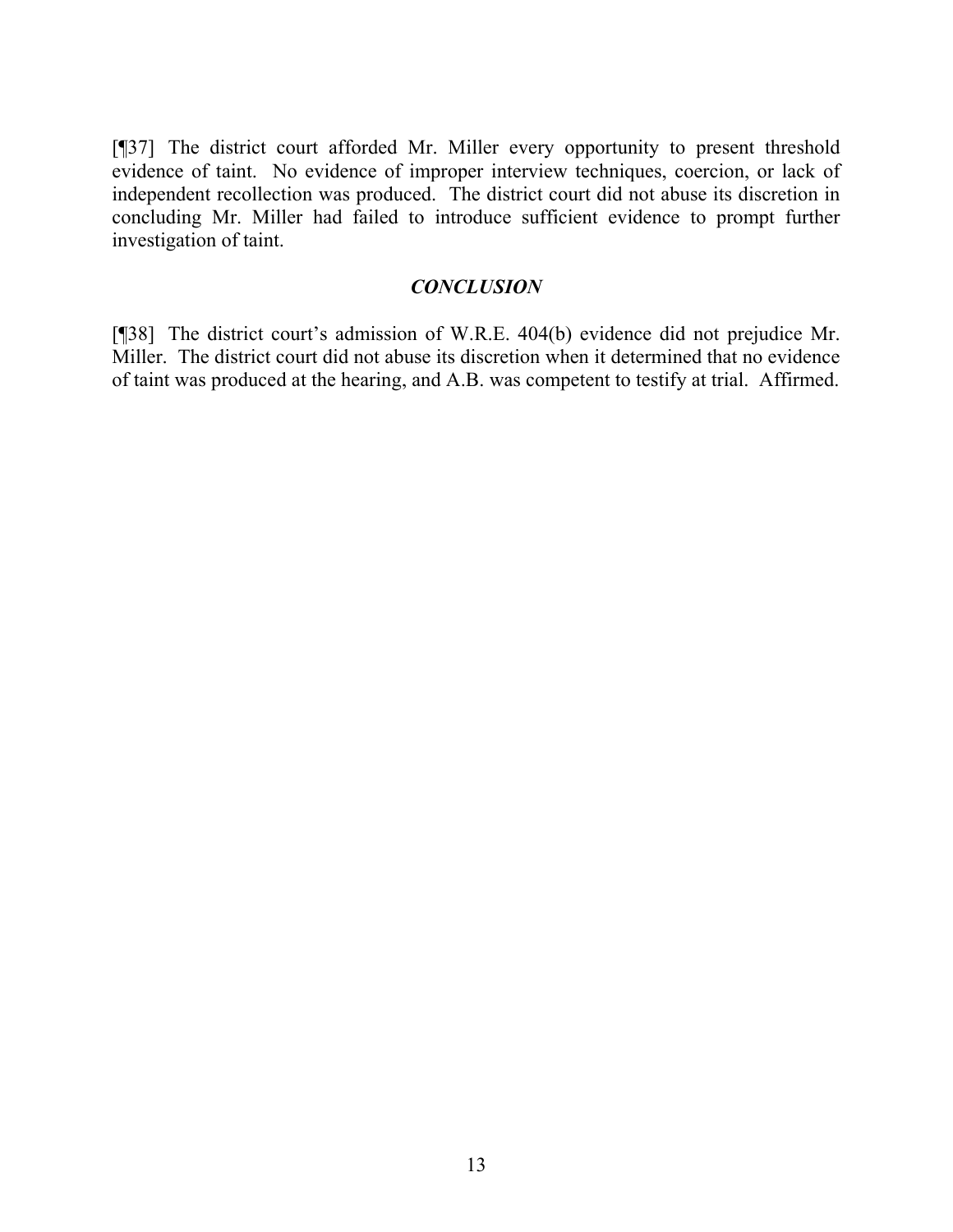[¶37] The district court afforded Mr. Miller every opportunity to present threshold evidence of taint. No evidence of improper interview techniques, coercion, or lack of independent recollection was produced. The district court did not abuse its discretion in concluding Mr. Miller had failed to introduce sufficient evidence to prompt further investigation of taint.

## *CONCLUSION*

[¶38] The district court's admission of W.R.E. 404(b) evidence did not prejudice Mr. Miller. The district court did not abuse its discretion when it determined that no evidence of taint was produced at the hearing, and A.B. was competent to testify at trial. Affirmed.